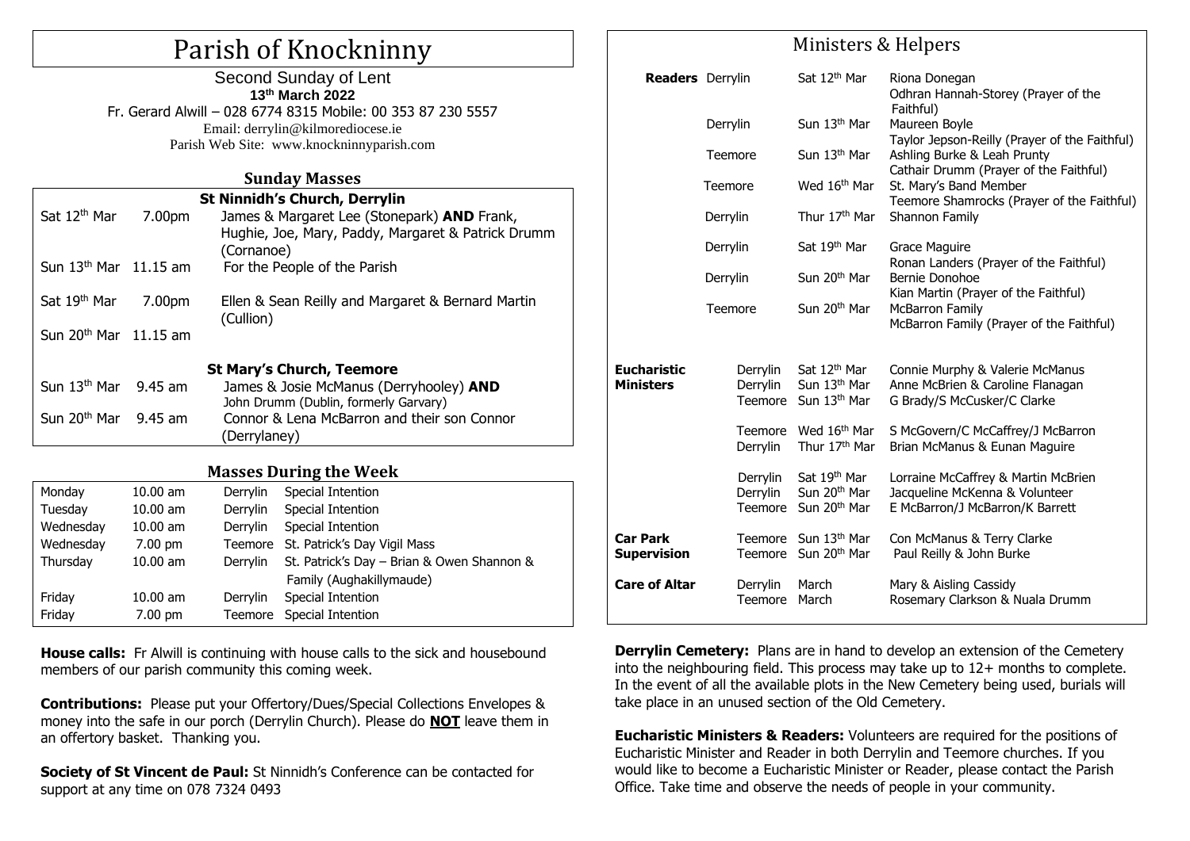# Parish of Knockninny

Second Sunday of Lent
**13th March 2022**
Fr. Gerard Alwill – 028 6774 8315 Mobile: 00 353 87 230 5557
Email: derrylin@kilmorediocese.ie
Parish Web Site: www.knockninnyparish.com

## Sunday Masses

| St Ninnidh's Church, Derrylin | | |
|---|---|---|
| Sat 12th Mar | 7.00pm | James & Margaret Lee (Stonepark) **AND** Frank, Hughie, Joe, Mary, Paddy, Margaret & Patrick Drumm (Cornanoe) |
| Sun 13th Mar | 11.15 am | For the People of the Parish |
| Sat 19th Mar | 7.00pm | Ellen & Sean Reilly and Margaret & Bernard Martin (Cullion) |
| Sun 20th Mar | 11.15 am | |
| **St Mary's Church, Teemore** | | |
| Sun 13th Mar | 9.45 am | James & Josie McManus (Derryhooley) **AND** John Drumm (Dublin, formerly Garvary) |
| Sun 20th Mar | 9.45 am | Connor & Lena McBarron and their son Connor (Derrylaney) |

## Masses During the Week

| | | | |
|---|---|---|---|
| Monday | 10.00 am | Derrylin | Special Intention |
| Tuesday | 10.00 am | Derrylin | Special Intention |
| Wednesday | 10.00 am | Derrylin | Special Intention |
| Wednesday | 7.00 pm | Teemore | St. Patrick's Day Vigil Mass |
| Thursday | 10.00 am | Derrylin | St. Patrick's Day – Brian & Owen Shannon & Family (Aughakillymaude) |
| Friday | 10.00 am | Derrylin | Special Intention |
| Friday | 7.00 pm | Teemore | Special Intention |

**House calls:** Fr Alwill is continuing with house calls to the sick and housebound members of our parish community this coming week.

**Contributions:** Please put your Offertory/Dues/Special Collections Envelopes & money into the safe in our porch (Derrylin Church). Please do **NOT** leave them in an offertory basket. Thanking you.

**Society of St Vincent de Paul:** St Ninnidh's Conference can be contacted for support at any time on 078 7324 0493

## Ministers & Helpers

| | | | |
|---|---|---|---|
| **Readers** | Derrylin | Sat 12th Mar | Riona Donegan<br>Odhran Hannah-Storey (Prayer of the Faithful) |
| | Derrylin | Sun 13th Mar | Maureen Boyle<br>Taylor Jepson-Reilly (Prayer of the Faithful) |
| | Teemore | Sun 13th Mar | Ashling Burke & Leah Prunty<br>Cathair Drumm (Prayer of the Faithful) |
| | Teemore | Wed 16th Mar | St. Mary's Band Member<br>Teemore Shamrocks (Prayer of the Faithful) |
| | Derrylin | Thur 17th Mar | Shannon Family |
| | Derrylin | Sat 19th Mar | Grace Maguire<br>Ronan Landers (Prayer of the Faithful) |
| | Derrylin | Sun 20th Mar | Bernie Donohoe<br>Kian Martin (Prayer of the Faithful) |
| | Teemore | Sun 20th Mar | McBarron Family<br>McBarron Family (Prayer of the Faithful) |
| **Eucharistic Ministers** | Derrylin | Sat 12th Mar | Connie Murphy & Valerie McManus |
| | Derrylin | Sun 13th Mar | Anne McBrien & Caroline Flanagan |
| | Teemore | Sun 13th Mar | G Brady/S McCusker/C Clarke |
| | Teemore | Wed 16th Mar | S McGovern/C McCaffrey/J McBarron |
| | Derrylin | Thur 17th Mar | Brian McManus & Eunan Maguire |
| | Derrylin | Sat 19th Mar | Lorraine McCaffrey & Martin McBrien |
| | Derrylin | Sun 20th Mar | Jacqueline McKenna & Volunteer |
| | Teemore | Sun 20th Mar | E McBarron/J McBarron/K Barrett |
| **Car Park Supervision** | Teemore | Sun 13th Mar | Con McManus & Terry Clarke |
| | Teemore | Sun 20th Mar | Paul Reilly & John Burke |
| **Care of Altar** | Derrylin | March | Mary & Aisling Cassidy |
| | Teemore | March | Rosemary Clarkson & Nuala Drumm |

**Derrylin Cemetery:** Plans are in hand to develop an extension of the Cemetery into the neighbouring field. This process may take up to 12+ months to complete. In the event of all the available plots in the New Cemetery being used, burials will take place in an unused section of the Old Cemetery.

**Eucharistic Ministers & Readers:** Volunteers are required for the positions of Eucharistic Minister and Reader in both Derrylin and Teemore churches. If you would like to become a Eucharistic Minister or Reader, please contact the Parish Office. Take time and observe the needs of people in your community.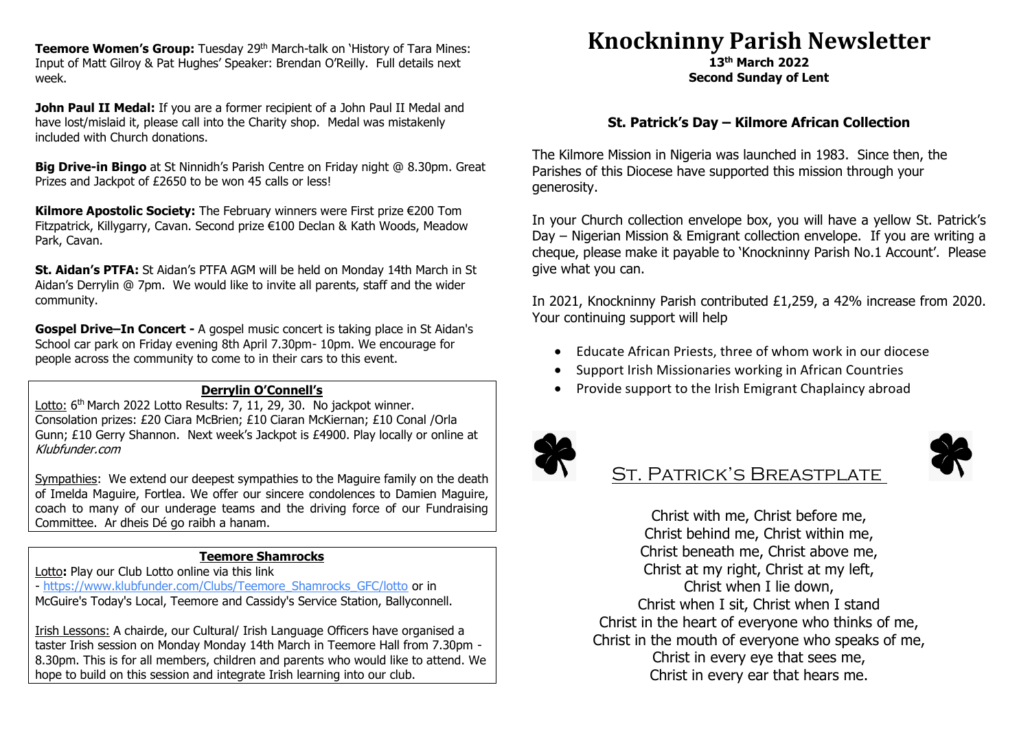**Teemore Women's Group:** Tuesday 29th March-talk on 'History of Tara Mines: Input of Matt Gilroy & Pat Hughes' Speaker: Brendan O'Reilly. Full details next week.

**John Paul II Medal:** If you are a former recipient of a John Paul II Medal and have lost/mislaid it, please call into the Charity shop. Medal was mistakenly included with Church donations.

**Big Drive-in Bingo** at St Ninnidh's Parish Centre on Friday night @ 8.30pm. Great Prizes and Jackpot of £2650 to be won 45 calls or less!

**Kilmore Apostolic Society:** The February winners were First prize €200 Tom Fitzpatrick, Killygarry, Cavan. Second prize €100 Declan & Kath Woods, Meadow Park, Cavan.

**St. Aidan's PTFA:** St Aidan's PTFA AGM will be held on Monday 14th March in St Aidan's Derrylin @ 7pm. We would like to invite all parents, staff and the wider community.

**Gospel Drive–In Concert -** A gospel music concert is taking place in St Aidan's School car park on Friday evening 8th April 7.30pm- 10pm. We encourage for people across the community to come to in their cars to this event.

### Derrylin O'Connell's

Lotto: 6th March 2022 Lotto Results: 7, 11, 29, 30. No jackpot winner. Consolation prizes: £20 Ciara McBrien; £10 Ciaran McKiernan; £10 Conal /Orla Gunn; £10 Gerry Shannon. Next week's Jackpot is £4900. Play locally or online at *Klubfunder.com*

Sympathies: We extend our deepest sympathies to the Maguire family on the death of Imelda Maguire, Fortlea. We offer our sincere condolences to Damien Maguire, coach to many of our underage teams and the driving force of our Fundraising Committee. Ar dheis Dé go raibh a hanam.

### Teemore Shamrocks

Lotto**:** Play our Club Lotto online via this link - https://www.klubfunder.com/Clubs/Teemore_Shamrocks_GFC/lotto or in McGuire's Today's Local, Teemore and Cassidy's Service Station, Ballyconnell.

Irish Lessons: A chairde, our Cultural/ Irish Language Officers have organised a taster Irish session on Monday Monday 14th March in Teemore Hall from 7.30pm - 8.30pm. This is for all members, children and parents who would like to attend. We hope to build on this session and integrate Irish learning into our club.

# Knockninny Parish Newsletter

**13th March 2022**
**Second Sunday of Lent**

### St. Patrick's Day – Kilmore African Collection

The Kilmore Mission in Nigeria was launched in 1983. Since then, the Parishes of this Diocese have supported this mission through your generosity.

In your Church collection envelope box, you will have a yellow St. Patrick's Day – Nigerian Mission & Emigrant collection envelope. If you are writing a cheque, please make it payable to 'Knockninny Parish No.1 Account'. Please give what you can.

In 2021, Knockninny Parish contributed £1,259, a 42% increase from 2020. Your continuing support will help

- Educate African Priests, three of whom work in our diocese
- Support Irish Missionaries working in African Countries
- Provide support to the Irish Emigrant Chaplaincy abroad

### St. Patrick's Breastplate

Christ with me, Christ before me,
Christ behind me, Christ within me,
Christ beneath me, Christ above me,
Christ at my right, Christ at my left,
Christ when I lie down,
Christ when I sit, Christ when I stand
Christ in the heart of everyone who thinks of me,
Christ in the mouth of everyone who speaks of me,
Christ in every eye that sees me,
Christ in every ear that hears me.